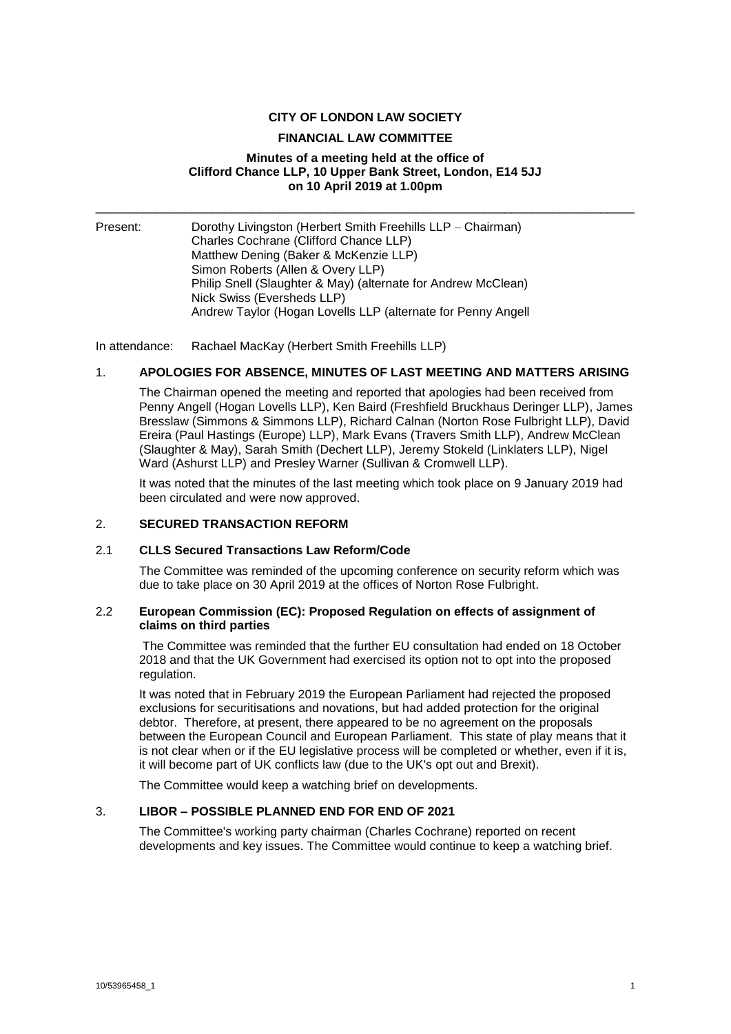**CITY OF LONDON LAW SOCIETY**

**FINANCIAL LAW COMMITTEE**

**Minutes of a meeting held at the office of Clifford Chance LLP, 10 Upper Bank Street, London, E14 5JJ on 10 April 2019 at 1.00pm**

---

Present: Dorothy Livingston (Herbert Smith Freehills LLP – Chairman)
Charles Cochrane (Clifford Chance LLP)
Matthew Dening (Baker & McKenzie LLP)
Simon Roberts (Allen & Overy LLP)
Philip Snell (Slaughter & May) (alternate for Andrew McClean)
Nick Swiss (Eversheds LLP)
Andrew Taylor (Hogan Lovells LLP (alternate for Penny Angell

In attendance: Rachael MacKay (Herbert Smith Freehills LLP)

## 1. APOLOGIES FOR ABSENCE, MINUTES OF LAST MEETING AND MATTERS ARISING

The Chairman opened the meeting and reported that apologies had been received from Penny Angell (Hogan Lovells LLP), Ken Baird (Freshfield Bruckhaus Deringer LLP), James Bresslaw (Simmons & Simmons LLP), Richard Calnan (Norton Rose Fulbright LLP), David Ereira (Paul Hastings (Europe) LLP), Mark Evans (Travers Smith LLP), Andrew McClean (Slaughter & May), Sarah Smith (Dechert LLP), Jeremy Stokeld (Linklaters LLP), Nigel Ward (Ashurst LLP) and Presley Warner (Sullivan & Cromwell LLP).

It was noted that the minutes of the last meeting which took place on 9 January 2019 had been circulated and were now approved.

## 2. SECURED TRANSACTION REFORM

### 2.1 CLLS Secured Transactions Law Reform/Code

The Committee was reminded of the upcoming conference on security reform which was due to take place on 30 April 2019 at the offices of Norton Rose Fulbright.

### 2.2 European Commission (EC): Proposed Regulation on effects of assignment of claims on third parties

The Committee was reminded that the further EU consultation had ended on 18 October 2018 and that the UK Government had exercised its option not to opt into the proposed regulation.

It was noted that in February 2019 the European Parliament had rejected the proposed exclusions for securitisations and novations, but had added protection for the original debtor. Therefore, at present, there appeared to be no agreement on the proposals between the European Council and European Parliament. This state of play means that it is not clear when or if the EU legislative process will be completed or whether, even if it is, it will become part of UK conflicts law (due to the UK's opt out and Brexit).

The Committee would keep a watching brief on developments.

## 3. LIBOR – POSSIBLE PLANNED END FOR END OF 2021

The Committee's working party chairman (Charles Cochrane) reported on recent developments and key issues. The Committee would continue to keep a watching brief.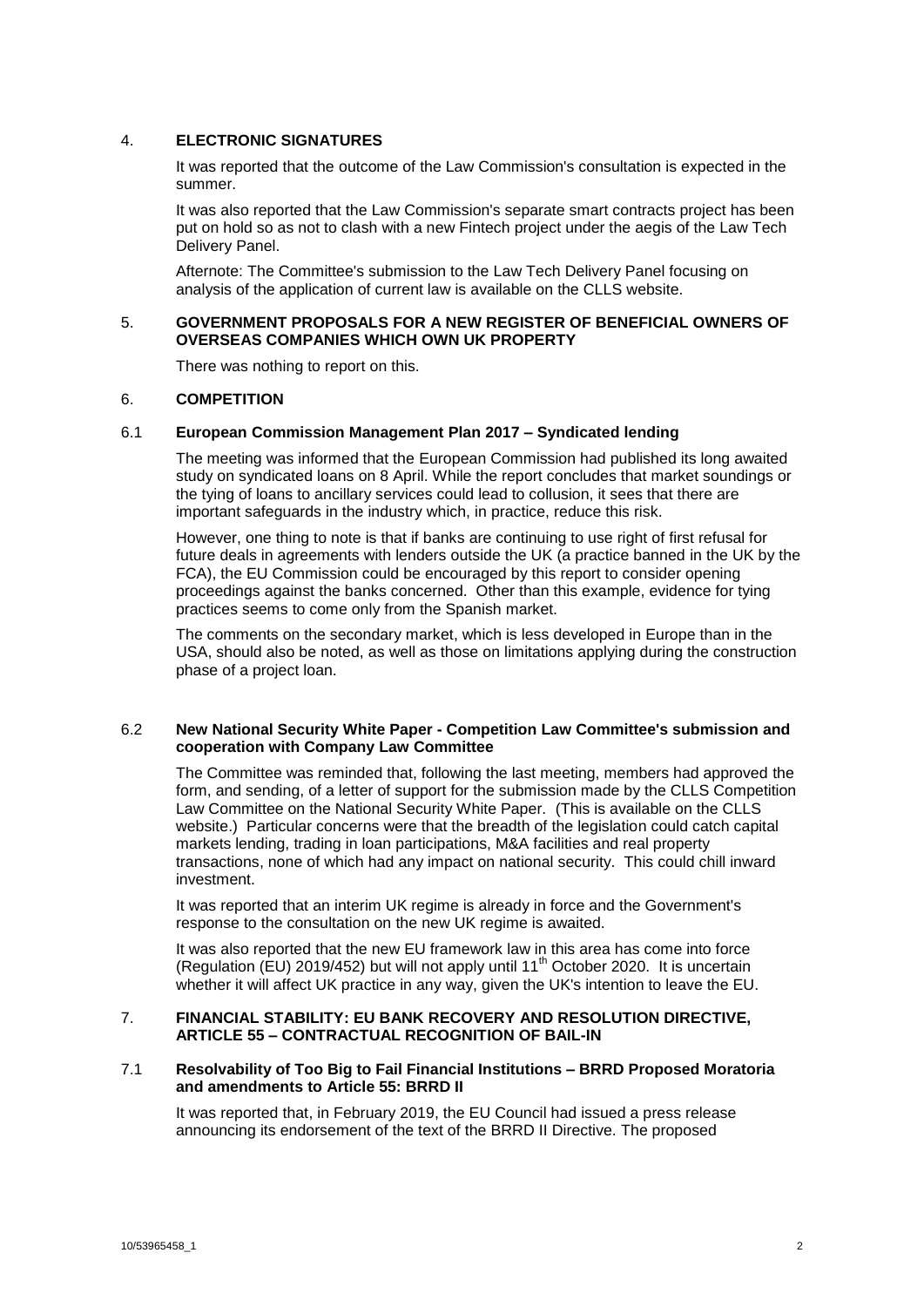## 4. ELECTRONIC SIGNATURES

It was reported that the outcome of the Law Commission's consultation is expected in the summer.

It was also reported that the Law Commission's separate smart contracts project has been put on hold so as not to clash with a new Fintech project under the aegis of the Law Tech Delivery Panel.

Afternote: The Committee's submission to the Law Tech Delivery Panel focusing on analysis of the application of current law is available on the CLLS website.

## 5. GOVERNMENT PROPOSALS FOR A NEW REGISTER OF BENEFICIAL OWNERS OF OVERSEAS COMPANIES WHICH OWN UK PROPERTY

There was nothing to report on this.

## 6. COMPETITION

### 6.1 European Commission Management Plan 2017 – Syndicated lending

The meeting was informed that the European Commission had published its long awaited study on syndicated loans on 8 April. While the report concludes that market soundings or the tying of loans to ancillary services could lead to collusion, it sees that there are important safeguards in the industry which, in practice, reduce this risk.

However, one thing to note is that if banks are continuing to use right of first refusal for future deals in agreements with lenders outside the UK (a practice banned in the UK by the FCA), the EU Commission could be encouraged by this report to consider opening proceedings against the banks concerned. Other than this example, evidence for tying practices seems to come only from the Spanish market.

The comments on the secondary market, which is less developed in Europe than in the USA, should also be noted, as well as those on limitations applying during the construction phase of a project loan.

### 6.2 New National Security White Paper - Competition Law Committee's submission and cooperation with Company Law Committee

The Committee was reminded that, following the last meeting, members had approved the form, and sending, of a letter of support for the submission made by the CLLS Competition Law Committee on the National Security White Paper. (This is available on the CLLS website.) Particular concerns were that the breadth of the legislation could catch capital markets lending, trading in loan participations, M&A facilities and real property transactions, none of which had any impact on national security. This could chill inward investment.

It was reported that an interim UK regime is already in force and the Government's response to the consultation on the new UK regime is awaited.

It was also reported that the new EU framework law in this area has come into force (Regulation (EU) 2019/452) but will not apply until 11th October 2020. It is uncertain whether it will affect UK practice in any way, given the UK's intention to leave the EU.

## 7. FINANCIAL STABILITY: EU BANK RECOVERY AND RESOLUTION DIRECTIVE, ARTICLE 55 – CONTRACTUAL RECOGNITION OF BAIL-IN

### 7.1 Resolvability of Too Big to Fail Financial Institutions – BRRD Proposed Moratoria and amendments to Article 55: BRRD II

It was reported that, in February 2019, the EU Council had issued a press release announcing its endorsement of the text of the BRRD II Directive. The proposed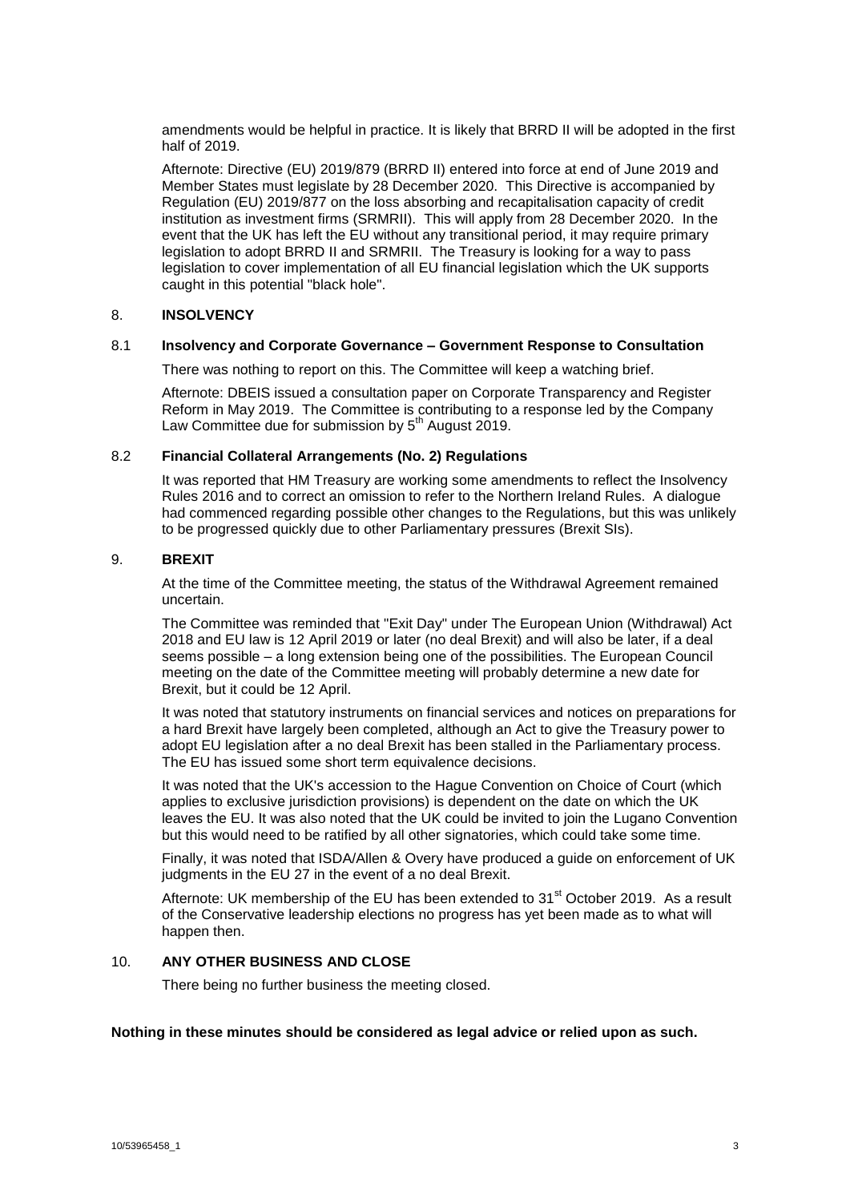amendments would be helpful in practice. It is likely that BRRD II will be adopted in the first half of 2019.

Afternote: Directive (EU) 2019/879 (BRRD II) entered into force at end of June 2019 and Member States must legislate by 28 December 2020. This Directive is accompanied by Regulation (EU) 2019/877 on the loss absorbing and recapitalisation capacity of credit institution as investment firms (SRMRII). This will apply from 28 December 2020. In the event that the UK has left the EU without any transitional period, it may require primary legislation to adopt BRRD II and SRMRII. The Treasury is looking for a way to pass legislation to cover implementation of all EU financial legislation which the UK supports caught in this potential "black hole".

## 8. INSOLVENCY

### 8.1 Insolvency and Corporate Governance – Government Response to Consultation

There was nothing to report on this. The Committee will keep a watching brief.

Afternote: DBEIS issued a consultation paper on Corporate Transparency and Register Reform in May 2019. The Committee is contributing to a response led by the Company Law Committee due for submission by 5th August 2019.

### 8.2 Financial Collateral Arrangements (No. 2) Regulations

It was reported that HM Treasury are working some amendments to reflect the Insolvency Rules 2016 and to correct an omission to refer to the Northern Ireland Rules. A dialogue had commenced regarding possible other changes to the Regulations, but this was unlikely to be progressed quickly due to other Parliamentary pressures (Brexit SIs).

## 9. BREXIT

At the time of the Committee meeting, the status of the Withdrawal Agreement remained uncertain.

The Committee was reminded that "Exit Day" under The European Union (Withdrawal) Act 2018 and EU law is 12 April 2019 or later (no deal Brexit) and will also be later, if a deal seems possible – a long extension being one of the possibilities. The European Council meeting on the date of the Committee meeting will probably determine a new date for Brexit, but it could be 12 April.

It was noted that statutory instruments on financial services and notices on preparations for a hard Brexit have largely been completed, although an Act to give the Treasury power to adopt EU legislation after a no deal Brexit has been stalled in the Parliamentary process. The EU has issued some short term equivalence decisions.

It was noted that the UK's accession to the Hague Convention on Choice of Court (which applies to exclusive jurisdiction provisions) is dependent on the date on which the UK leaves the EU. It was also noted that the UK could be invited to join the Lugano Convention but this would need to be ratified by all other signatories, which could take some time.

Finally, it was noted that ISDA/Allen & Overy have produced a guide on enforcement of UK judgments in the EU 27 in the event of a no deal Brexit.

Afternote: UK membership of the EU has been extended to 31st October 2019. As a result of the Conservative leadership elections no progress has yet been made as to what will happen then.

## 10. ANY OTHER BUSINESS AND CLOSE

There being no further business the meeting closed.

**Nothing in these minutes should be considered as legal advice or relied upon as such.**